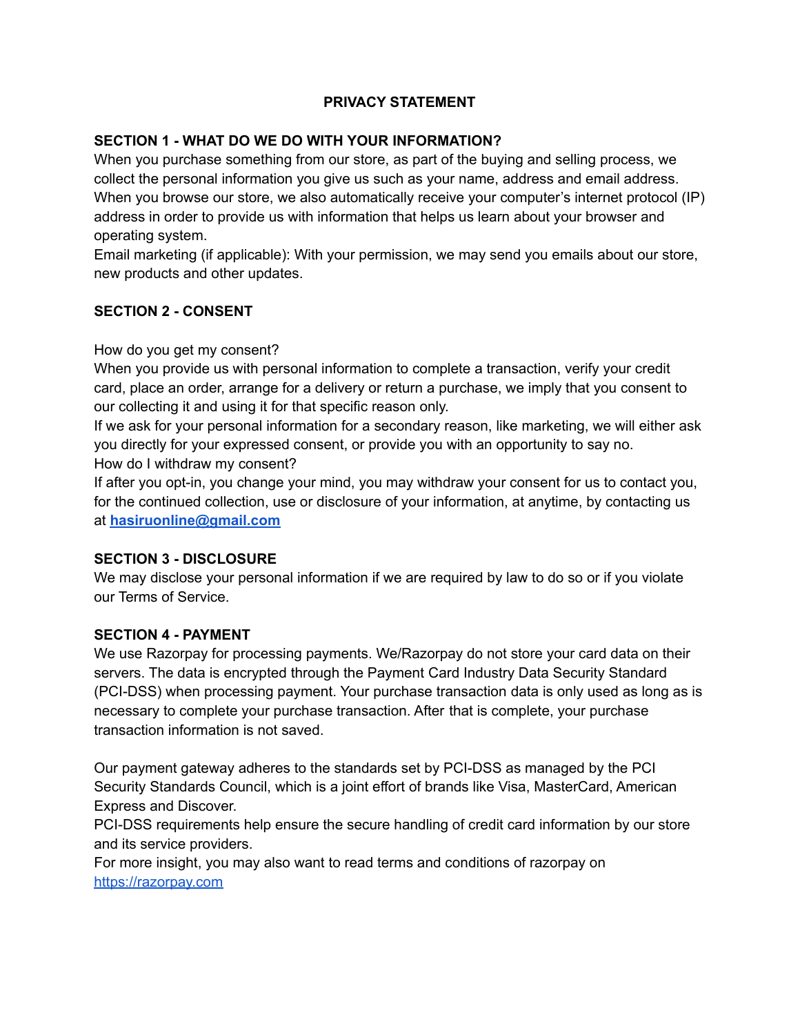# PRIVACY STATEMENT

## SECTION 1 - WHAT DO WE DO WITH YOUR INFORMATION?

When you purchase something from our store, as part of the buying and selling process, we collect the personal information you give us such as your name, address and email address.
When you browse our store, we also automatically receive your computer's internet protocol (IP) address in order to provide us with information that helps us learn about your browser and operating system.
Email marketing (if applicable): With your permission, we may send you emails about our store, new products and other updates.

## SECTION 2 - CONSENT

How do you get my consent?
When you provide us with personal information to complete a transaction, verify your credit card, place an order, arrange for a delivery or return a purchase, we imply that you consent to our collecting it and using it for that specific reason only.
If we ask for your personal information for a secondary reason, like marketing, we will either ask you directly for your expressed consent, or provide you with an opportunity to say no.
How do I withdraw my consent?
If after you opt-in, you change your mind, you may withdraw your consent for us to contact you, for the continued collection, use or disclosure of your information, at anytime, by contacting us at **[hasiruonline@gmail.com](mailto:hasiruonline@gmail.com)**

## SECTION 3 - DISCLOSURE

We may disclose your personal information if we are required by law to do so or if you violate our Terms of Service.

## SECTION 4 - PAYMENT

We use Razorpay for processing payments. We/Razorpay do not store your card data on their servers. The data is encrypted through the Payment Card Industry Data Security Standard (PCI-DSS) when processing payment. Your purchase transaction data is only used as long as is necessary to complete your purchase transaction. After that is complete, your purchase transaction information is not saved.

Our payment gateway adheres to the standards set by PCI-DSS as managed by the PCI Security Standards Council, which is a joint effort of brands like Visa, MasterCard, American Express and Discover.
PCI-DSS requirements help ensure the secure handling of credit card information by our store and its service providers.
For more insight, you may also want to read terms and conditions of razorpay on [https://razorpay.com](https://razorpay.com)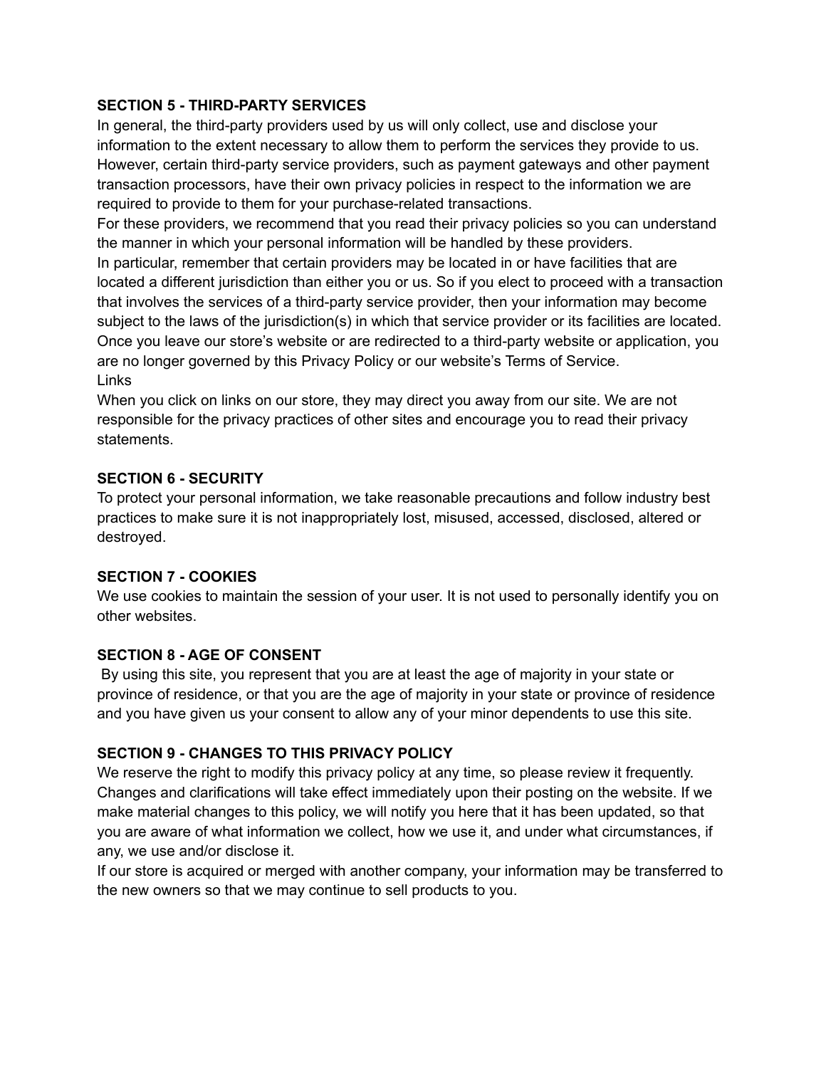**SECTION 5 - THIRD-PARTY SERVICES**

In general, the third-party providers used by us will only collect, use and disclose your information to the extent necessary to allow them to perform the services they provide to us.
However, certain third-party service providers, such as payment gateways and other payment transaction processors, have their own privacy policies in respect to the information we are required to provide to them for your purchase-related transactions.
For these providers, we recommend that you read their privacy policies so you can understand the manner in which your personal information will be handled by these providers.
In particular, remember that certain providers may be located in or have facilities that are located a different jurisdiction than either you or us. So if you elect to proceed with a transaction that involves the services of a third-party service provider, then your information may become subject to the laws of the jurisdiction(s) in which that service provider or its facilities are located.
Once you leave our store's website or are redirected to a third-party website or application, you are no longer governed by this Privacy Policy or our website's Terms of Service.
Links
When you click on links on our store, they may direct you away from our site. We are not responsible for the privacy practices of other sites and encourage you to read their privacy statements.

**SECTION 6 - SECURITY**

To protect your personal information, we take reasonable precautions and follow industry best practices to make sure it is not inappropriately lost, misused, accessed, disclosed, altered or destroyed.

**SECTION 7 - COOKIES**

We use cookies to maintain the session of your user. It is not used to personally identify you on other websites.

**SECTION 8 - AGE OF CONSENT**

By using this site, you represent that you are at least the age of majority in your state or province of residence, or that you are the age of majority in your state or province of residence and you have given us your consent to allow any of your minor dependents to use this site.

**SECTION 9 - CHANGES TO THIS PRIVACY POLICY**

We reserve the right to modify this privacy policy at any time, so please review it frequently. Changes and clarifications will take effect immediately upon their posting on the website. If we make material changes to this policy, we will notify you here that it has been updated, so that you are aware of what information we collect, how we use it, and under what circumstances, if any, we use and/or disclose it.
If our store is acquired or merged with another company, your information may be transferred to the new owners so that we may continue to sell products to you.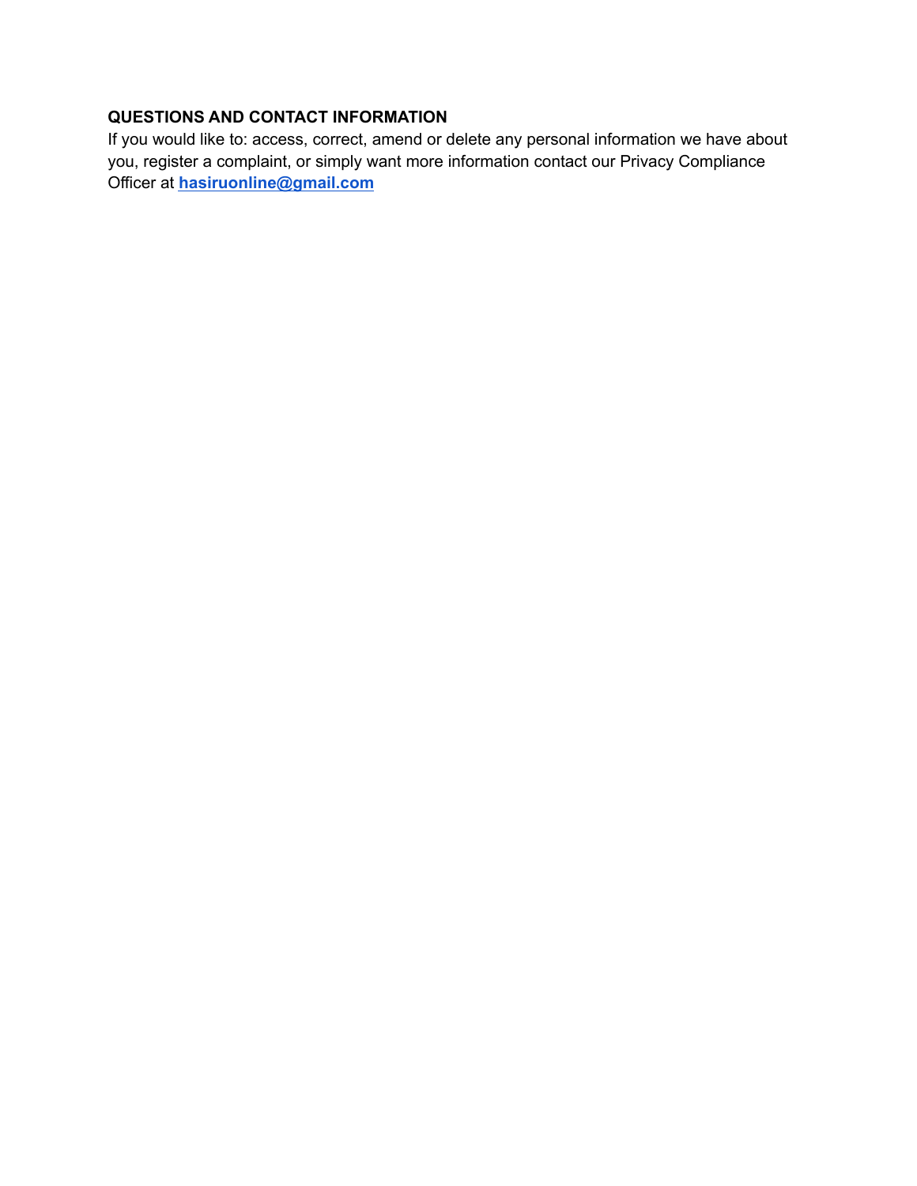**QUESTIONS AND CONTACT INFORMATION**

If you would like to: access, correct, amend or delete any personal information we have about you, register a complaint, or simply want more information contact our Privacy Compliance Officer at **hasiruonline@gmail.com**